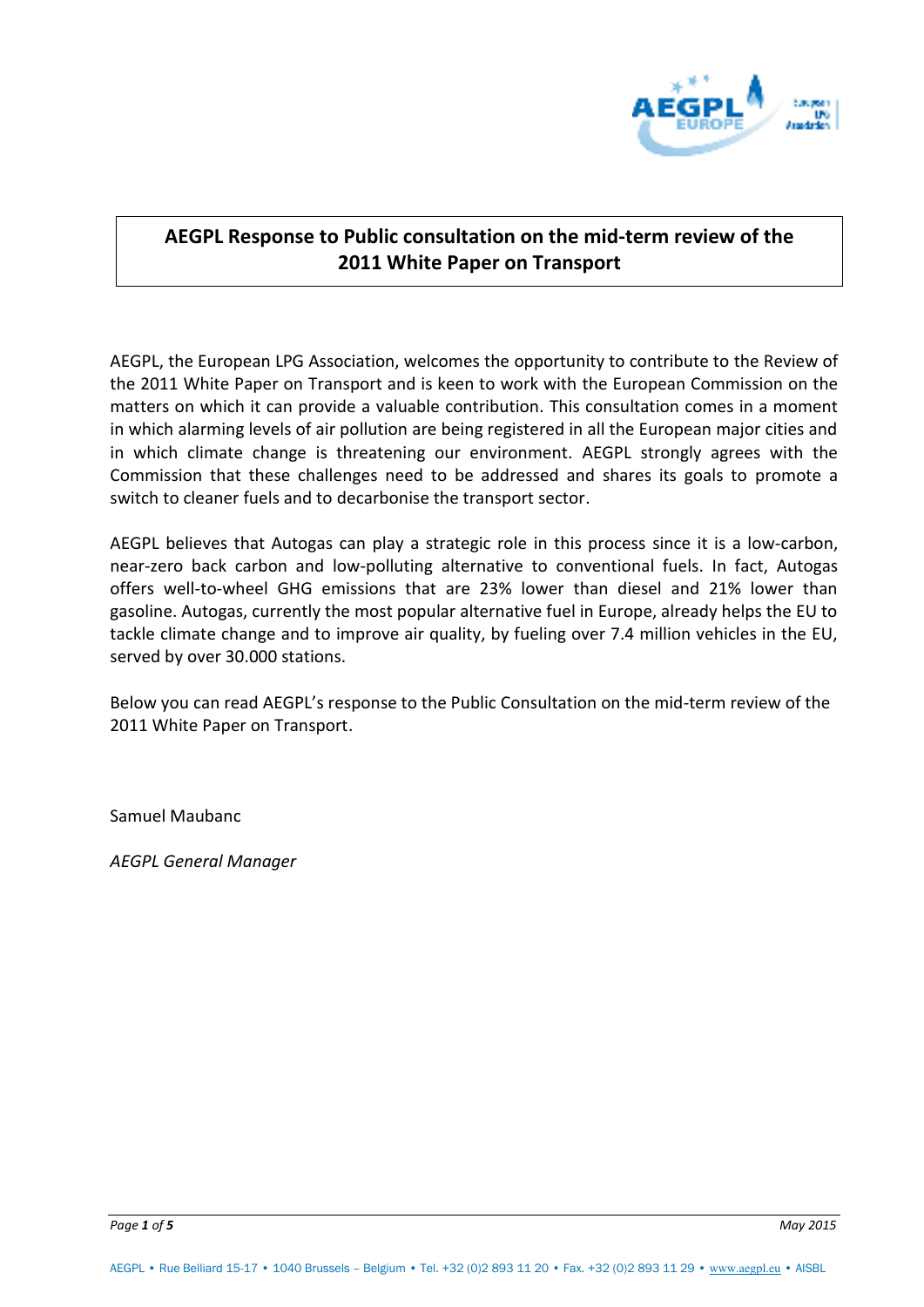# AEGPL Response to Public consultation on the mid-term review of the 2011 White Paper on Transport

AEGPL, the European LPG Association, welcomes the opportunity to contribute to the Review of the 2011 White Paper on Transport and is keen to work with the European Commission on the matters on which it can provide a valuable contribution. This consultation comes in a moment in which alarming levels of air pollution are being registered in all the European major cities and in which climate change is threatening our environment. AEGPL strongly agrees with the Commission that these challenges need to be addressed and shares its goals to promote a switch to cleaner fuels and to decarbonise the transport sector.

AEGPL believes that Autogas can play a strategic role in this process since it is a low-carbon, near-zero back carbon and low-polluting alternative to conventional fuels. In fact, Autogas offers well-to-wheel GHG emissions that are 23% lower than diesel and 21% lower than gasoline. Autogas, currently the most popular alternative fuel in Europe, already helps the EU to tackle climate change and to improve air quality, by fueling over 7.4 million vehicles in the EU, served by over 30.000 stations.

Below you can read AEGPL's response to the Public Consultation on the mid-term review of the 2011 White Paper on Transport.

Samuel Maubanc

*AEGPL General Manager*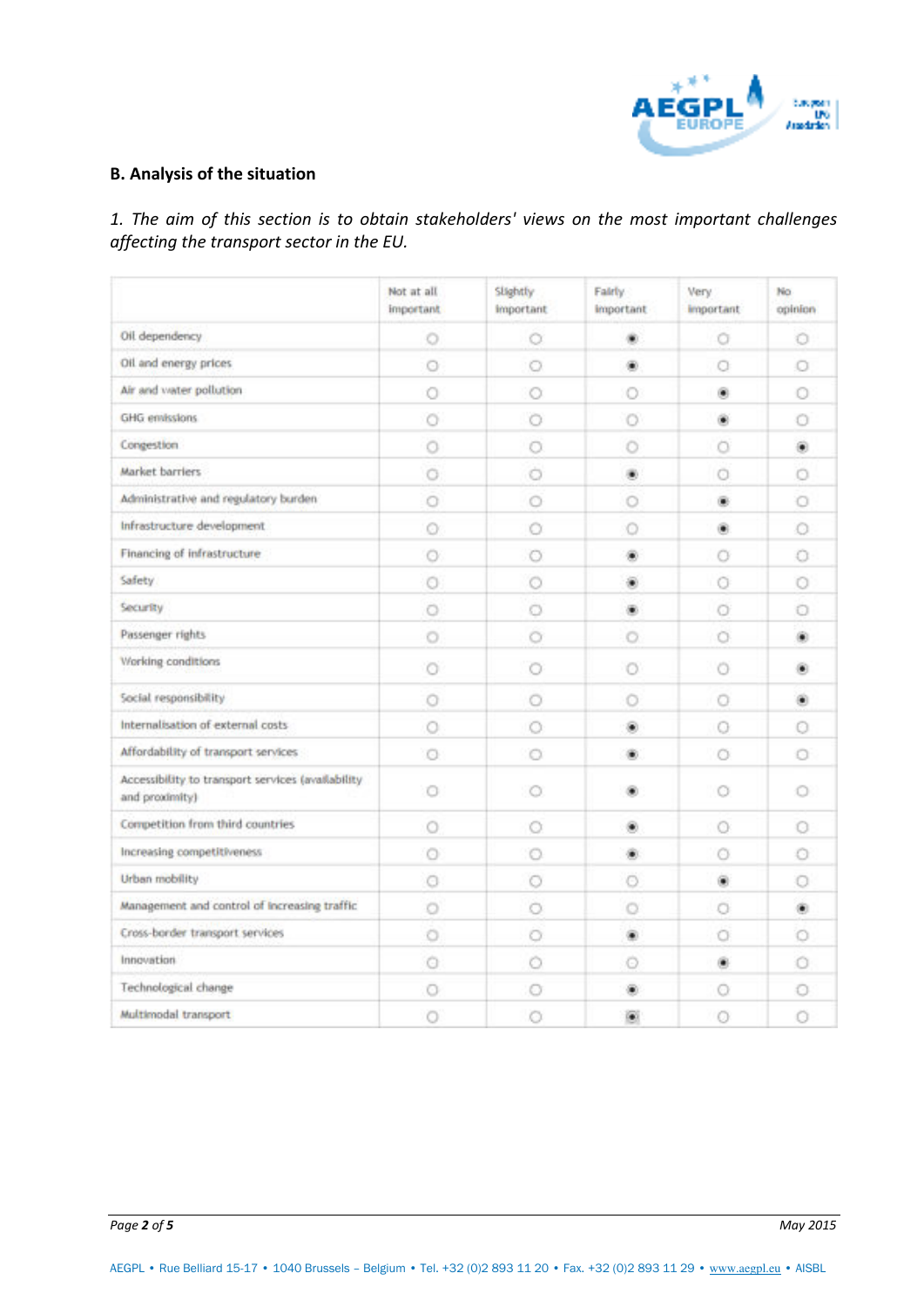## B. Analysis of the situation

*1. The aim of this section is to obtain stakeholders' views on the most important challenges affecting the transport sector in the EU.*

| | Not at all important | Slightly important | Fairly important | Very important | No opinion |
|---|---|---|---|---|---|
| Oil dependency | ○ | ○ | ◉ | ○ | ○ |
| Oil and energy prices | ○ | ○ | ◉ | ○ | ○ |
| Air and water pollution | ○ | ○ | ○ | ◉ | ○ |
| GHG emissions | ○ | ○ | ○ | ◉ | ○ |
| Congestion | ○ | ○ | ○ | ○ | ◉ |
| Market barriers | ○ | ○ | ◉ | ○ | ○ |
| Administrative and regulatory burden | ○ | ○ | ○ | ◉ | ○ |
| Infrastructure development | ○ | ○ | ○ | ◉ | ○ |
| Financing of infrastructure | ○ | ○ | ◉ | ○ | ○ |
| Safety | ○ | ○ | ◉ | ○ | ○ |
| Security | ○ | ○ | ◉ | ○ | ○ |
| Passenger rights | ○ | ○ | ○ | ○ | ◉ |
| Working conditions | ○ | ○ | ○ | ○ | ◉ |
| Social responsibility | ○ | ○ | ○ | ○ | ◉ |
| Internalisation of external costs | ○ | ○ | ◉ | ○ | ○ |
| Affordability of transport services | ○ | ○ | ◉ | ○ | ○ |
| Accessibility to transport services (availability and proximity) | ○ | ○ | ◉ | ○ | ○ |
| Competition from third countries | ○ | ○ | ◉ | ○ | ○ |
| Increasing competitiveness | ○ | ○ | ◉ | ○ | ○ |
| Urban mobility | ○ | ○ | ○ | ◉ | ○ |
| Management and control of increasing traffic | ○ | ○ | ○ | ○ | ◉ |
| Cross-border transport services | ○ | ○ | ◉ | ○ | ○ |
| Innovation | ○ | ○ | ○ | ◉ | ○ |
| Technological change | ○ | ○ | ◉ | ○ | ○ |
| Multimodal transport | ○ | ○ | ◉ | ○ | ○ |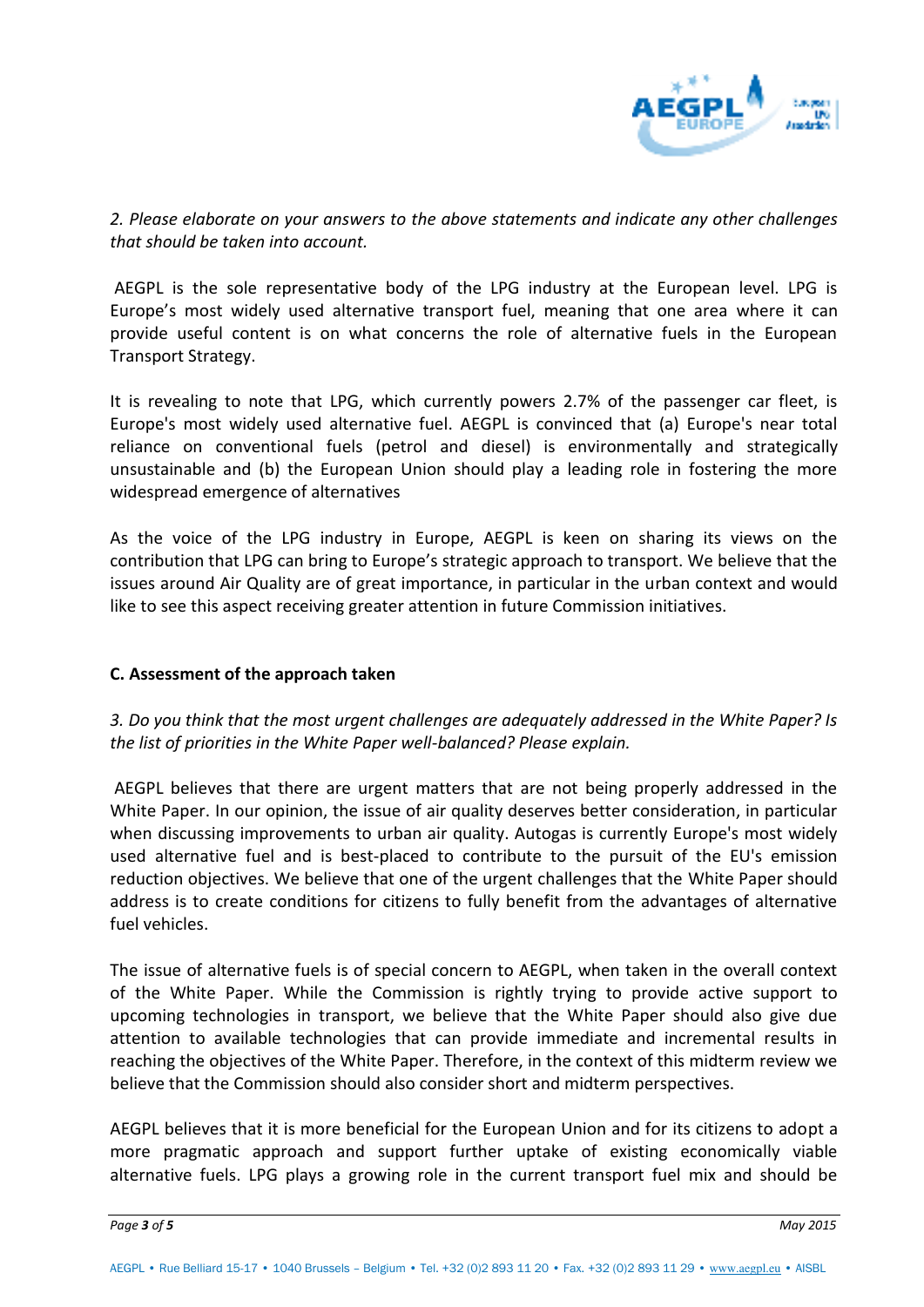*2. Please elaborate on your answers to the above statements and indicate any other challenges that should be taken into account.*

AEGPL is the sole representative body of the LPG industry at the European level. LPG is Europe's most widely used alternative transport fuel, meaning that one area where it can provide useful content is on what concerns the role of alternative fuels in the European Transport Strategy.

It is revealing to note that LPG, which currently powers 2.7% of the passenger car fleet, is Europe's most widely used alternative fuel. AEGPL is convinced that (a) Europe's near total reliance on conventional fuels (petrol and diesel) is environmentally and strategically unsustainable and (b) the European Union should play a leading role in fostering the more widespread emergence of alternatives

As the voice of the LPG industry in Europe, AEGPL is keen on sharing its views on the contribution that LPG can bring to Europe's strategic approach to transport. We believe that the issues around Air Quality are of great importance, in particular in the urban context and would like to see this aspect receiving greater attention in future Commission initiatives.

**C. Assessment of the approach taken**

*3. Do you think that the most urgent challenges are adequately addressed in the White Paper? Is the list of priorities in the White Paper well-balanced? Please explain.*

AEGPL believes that there are urgent matters that are not being properly addressed in the White Paper. In our opinion, the issue of air quality deserves better consideration, in particular when discussing improvements to urban air quality. Autogas is currently Europe's most widely used alternative fuel and is best-placed to contribute to the pursuit of the EU's emission reduction objectives. We believe that one of the urgent challenges that the White Paper should address is to create conditions for citizens to fully benefit from the advantages of alternative fuel vehicles.

The issue of alternative fuels is of special concern to AEGPL, when taken in the overall context of the White Paper. While the Commission is rightly trying to provide active support to upcoming technologies in transport, we believe that the White Paper should also give due attention to available technologies that can provide immediate and incremental results in reaching the objectives of the White Paper. Therefore, in the context of this midterm review we believe that the Commission should also consider short and midterm perspectives.

AEGPL believes that it is more beneficial for the European Union and for its citizens to adopt a more pragmatic approach and support further uptake of existing economically viable alternative fuels. LPG plays a growing role in the current transport fuel mix and should be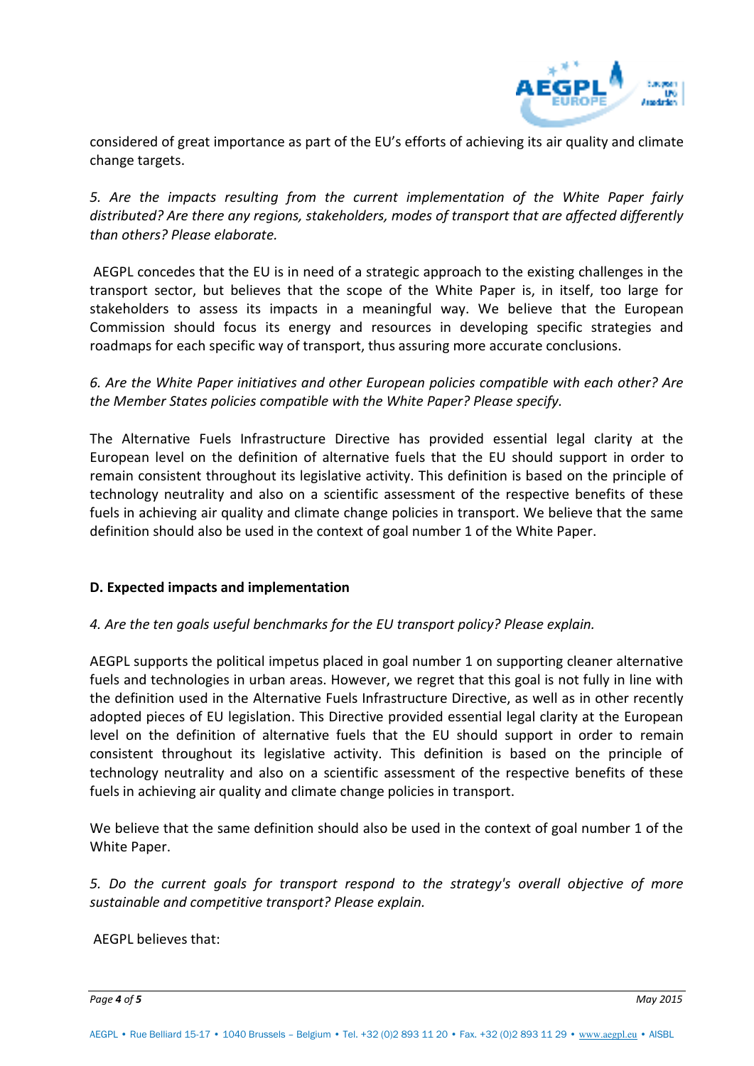considered of great importance as part of the EU's efforts of achieving its air quality and climate change targets.

*5. Are the impacts resulting from the current implementation of the White Paper fairly distributed? Are there any regions, stakeholders, modes of transport that are affected differently than others? Please elaborate.*

AEGPL concedes that the EU is in need of a strategic approach to the existing challenges in the transport sector, but believes that the scope of the White Paper is, in itself, too large for stakeholders to assess its impacts in a meaningful way. We believe that the European Commission should focus its energy and resources in developing specific strategies and roadmaps for each specific way of transport, thus assuring more accurate conclusions.

*6. Are the White Paper initiatives and other European policies compatible with each other? Are the Member States policies compatible with the White Paper? Please specify.*

The Alternative Fuels Infrastructure Directive has provided essential legal clarity at the European level on the definition of alternative fuels that the EU should support in order to remain consistent throughout its legislative activity. This definition is based on the principle of technology neutrality and also on a scientific assessment of the respective benefits of these fuels in achieving air quality and climate change policies in transport. We believe that the same definition should also be used in the context of goal number 1 of the White Paper.

**D. Expected impacts and implementation**

*4. Are the ten goals useful benchmarks for the EU transport policy? Please explain.*

AEGPL supports the political impetus placed in goal number 1 on supporting cleaner alternative fuels and technologies in urban areas. However, we regret that this goal is not fully in line with the definition used in the Alternative Fuels Infrastructure Directive, as well as in other recently adopted pieces of EU legislation. This Directive provided essential legal clarity at the European level on the definition of alternative fuels that the EU should support in order to remain consistent throughout its legislative activity. This definition is based on the principle of technology neutrality and also on a scientific assessment of the respective benefits of these fuels in achieving air quality and climate change policies in transport.

We believe that the same definition should also be used in the context of goal number 1 of the White Paper.

*5. Do the current goals for transport respond to the strategy's overall objective of more sustainable and competitive transport? Please explain.*

AEGPL believes that: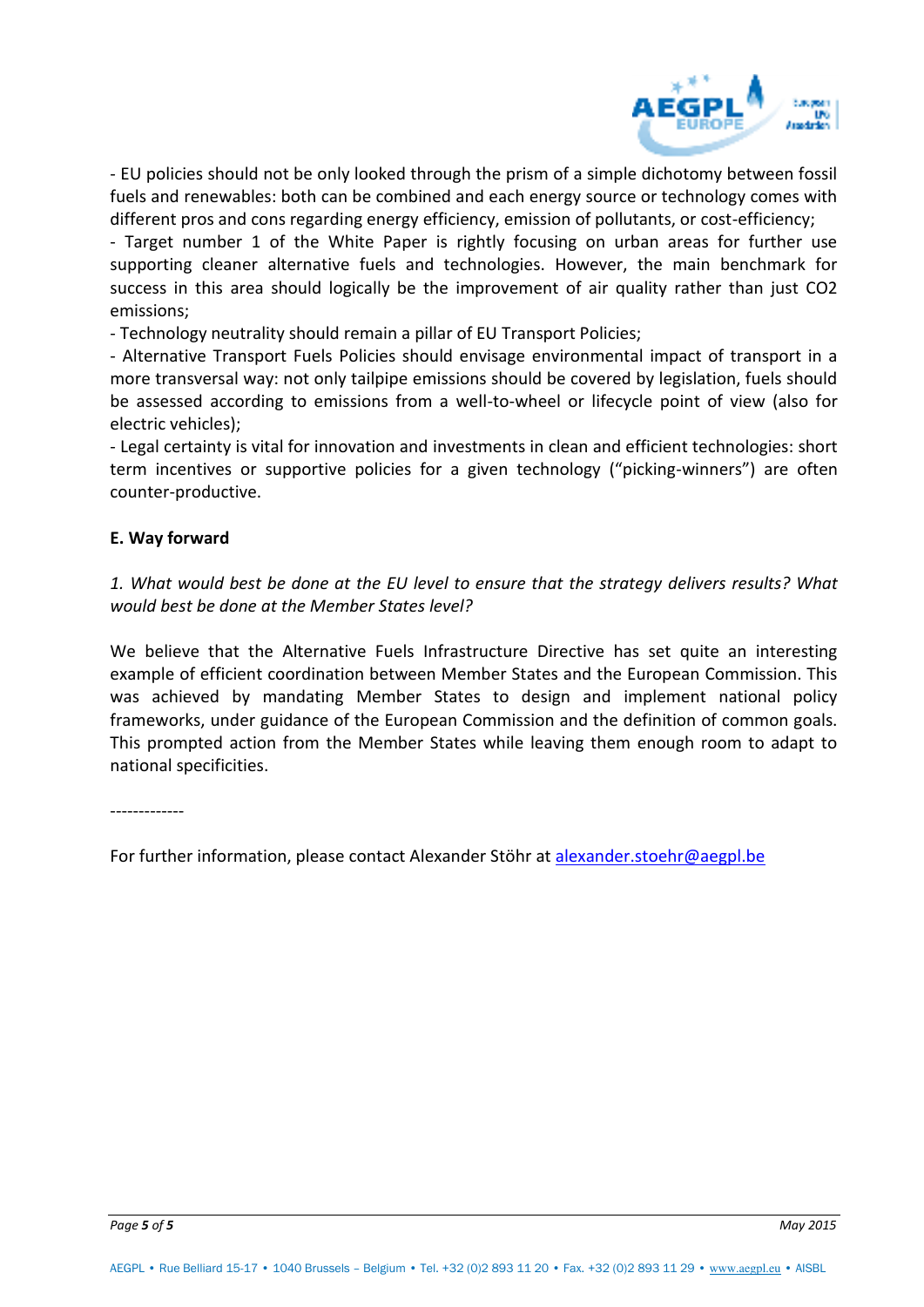- EU policies should not be only looked through the prism of a simple dichotomy between fossil fuels and renewables: both can be combined and each energy source or technology comes with different pros and cons regarding energy efficiency, emission of pollutants, or cost-efficiency;
- Target number 1 of the White Paper is rightly focusing on urban areas for further use supporting cleaner alternative fuels and technologies. However, the main benchmark for success in this area should logically be the improvement of air quality rather than just $CO_2$ emissions;
- Technology neutrality should remain a pillar of EU Transport Policies;
- Alternative Transport Fuels Policies should envisage environmental impact of transport in a more transversal way: not only tailpipe emissions should be covered by legislation, fuels should be assessed according to emissions from a well-to-wheel or lifecycle point of view (also for electric vehicles);
- Legal certainty is vital for innovation and investments in clean and efficient technologies: short term incentives or supportive policies for a given technology ("picking-winners") are often counter-productive.

### E. Way forward

*1. What would best be done at the EU level to ensure that the strategy delivers results? What would best be done at the Member States level?*

We believe that the Alternative Fuels Infrastructure Directive has set quite an interesting example of efficient coordination between Member States and the European Commission. This was achieved by mandating Member States to design and implement national policy frameworks, under guidance of the European Commission and the definition of common goals. This prompted action from the Member States while leaving them enough room to adapt to national specificities.

-------------

For further information, please contact Alexander Stöhr at alexander.stoehr@aegpl.be